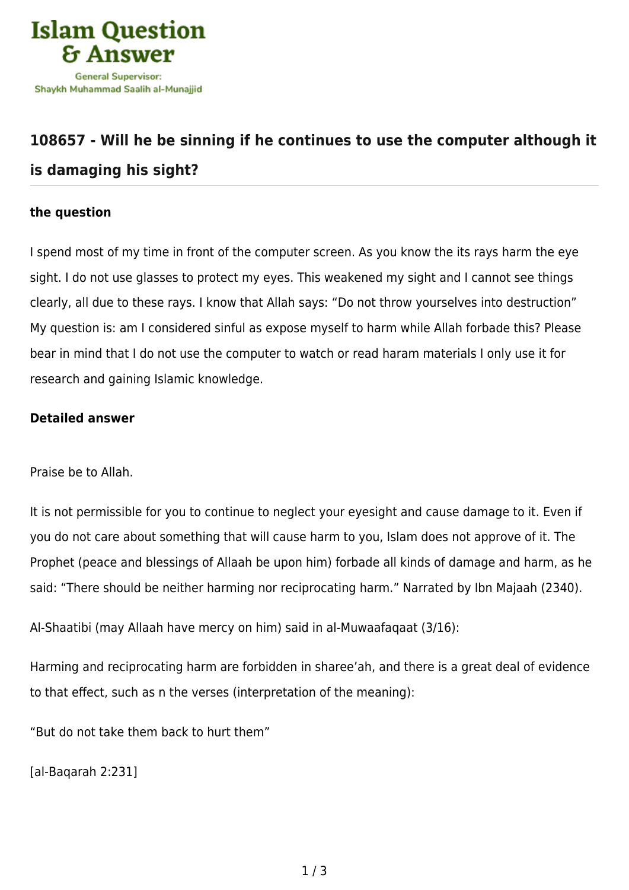Islam Question & Answer

General Supervisor:
Shaykh Muhammad Saalih al-Munajjid

## 108657 - Will he be sinning if he continues to use the computer although it is damaging his sight?

### the question

I spend most of my time in front of the computer screen. As you know the its rays harm the eye sight. I do not use glasses to protect my eyes. This weakened my sight and I cannot see things clearly, all due to these rays. I know that Allah says: "Do not throw yourselves into destruction" My question is: am I considered sinful as expose myself to harm while Allah forbade this? Please bear in mind that I do not use the computer to watch or read haram materials I only use it for research and gaining Islamic knowledge.

### Detailed answer

Praise be to Allah.

It is not permissible for you to continue to neglect your eyesight and cause damage to it. Even if you do not care about something that will cause harm to you, Islam does not approve of it. The Prophet (peace and blessings of Allaah be upon him) forbade all kinds of damage and harm, as he said: "There should be neither harming nor reciprocating harm." Narrated by Ibn Majaah (2340).

Al-Shaatibi (may Allaah have mercy on him) said in al-Muwaafaqaat (3/16):

Harming and reciprocating harm are forbidden in sharee'ah, and there is a great deal of evidence to that effect, such as n the verses (interpretation of the meaning):

"But do not take them back to hurt them"

[al-Baqarah 2:231]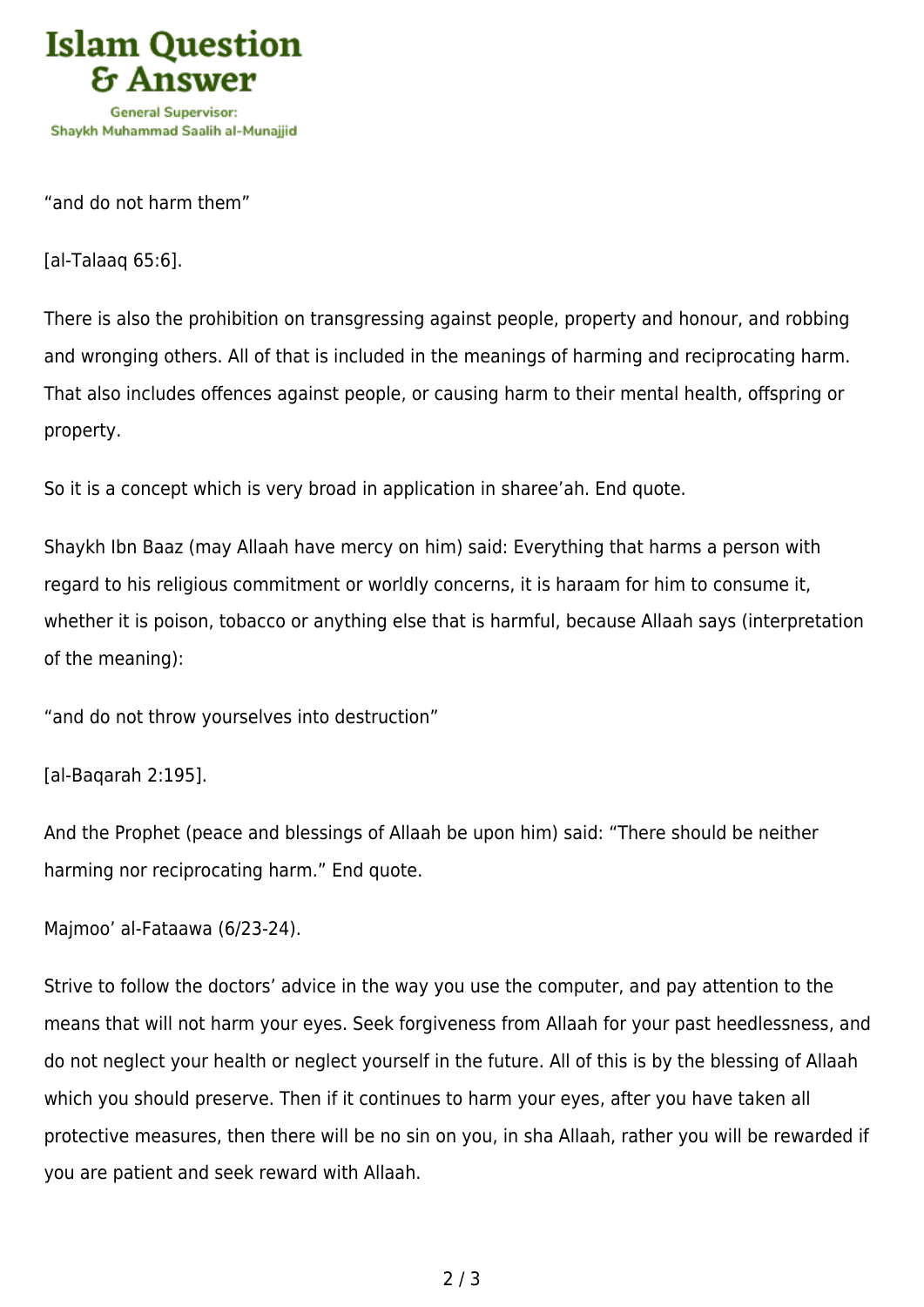"and do not harm them"

[al-Talaaq 65:6].

There is also the prohibition on transgressing against people, property and honour, and robbing and wronging others. All of that is included in the meanings of harming and reciprocating harm. That also includes offences against people, or causing harm to their mental health, offspring or property.

So it is a concept which is very broad in application in sharee'ah. End quote.

Shaykh Ibn Baaz (may Allaah have mercy on him) said: Everything that harms a person with regard to his religious commitment or worldly concerns, it is haraam for him to consume it, whether it is poison, tobacco or anything else that is harmful, because Allaah says (interpretation of the meaning):

"and do not throw yourselves into destruction"

[al-Baqarah 2:195].

And the Prophet (peace and blessings of Allaah be upon him) said: "There should be neither harming nor reciprocating harm." End quote.

Majmoo' al-Fataawa (6/23-24).

Strive to follow the doctors' advice in the way you use the computer, and pay attention to the means that will not harm your eyes. Seek forgiveness from Allaah for your past heedlessness, and do not neglect your health or neglect yourself in the future. All of this is by the blessing of Allaah which you should preserve. Then if it continues to harm your eyes, after you have taken all protective measures, then there will be no sin on you, in sha Allaah, rather you will be rewarded if you are patient and seek reward with Allaah.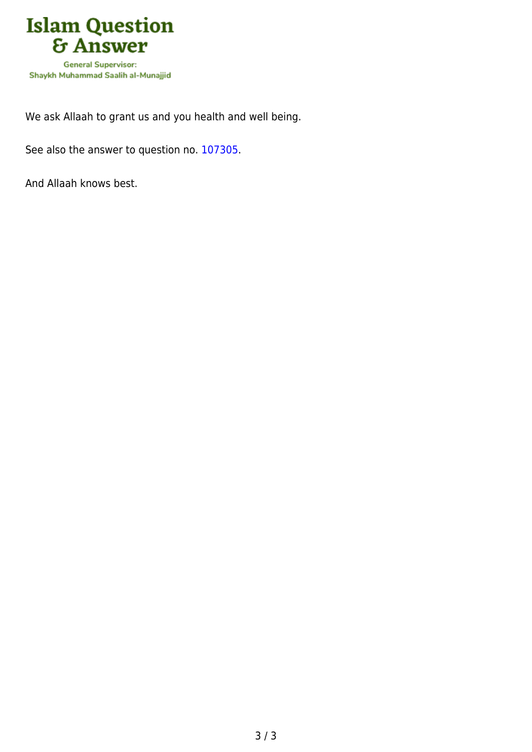We ask Allaah to grant us and you health and well being.

See also the answer to question no. 107305.

And Allaah knows best.